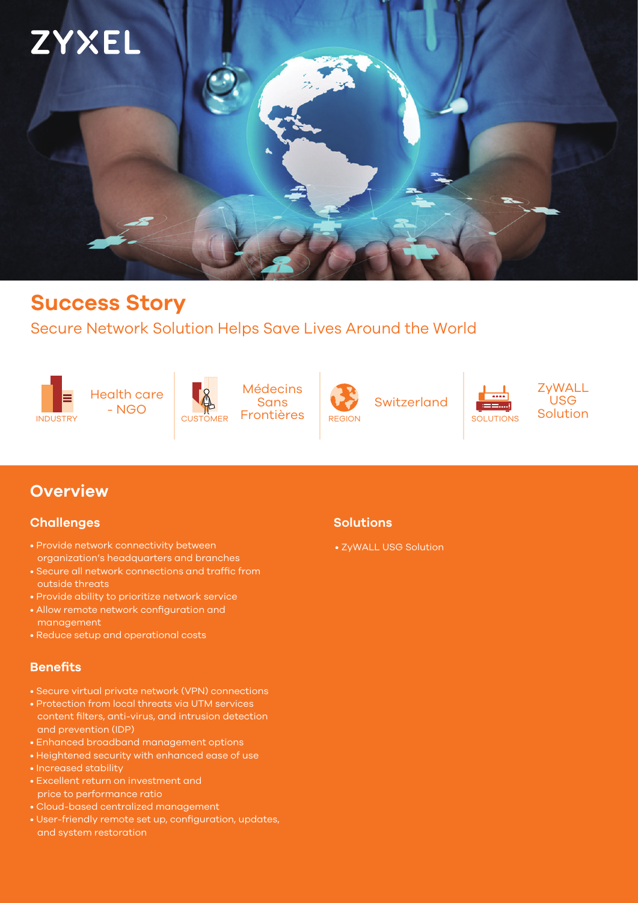ZYXEL

# Success Story

## Secure Network Solution Helps Save Lives Around the World

| INDUSTRY | CUSTOMER | REGION | SOLUTIONS |
|---|---|---|---|
| Health care - NGO | Médecins Sans Frontières | Switzerland | ZyWALL USG Solution |

## Overview

### Challenges

- Provide network connectivity between organization's headquarters and branches
- Secure all network connections and traffic from outside threats
- Provide ability to prioritize network service
- Allow remote network configuration and management
- Reduce setup and operational costs

### Benefits

- Secure virtual private network (VPN) connections
- Protection from local threats via UTM services content filters, anti-virus, and intrusion detection and prevention (IDP)
- Enhanced broadband management options
- Heightened security with enhanced ease of use
- Increased stability
- Excellent return on investment and price to performance ratio
- Cloud-based centralized management
- User-friendly remote set up, configuration, updates, and system restoration

### Solutions

- ZyWALL USG Solution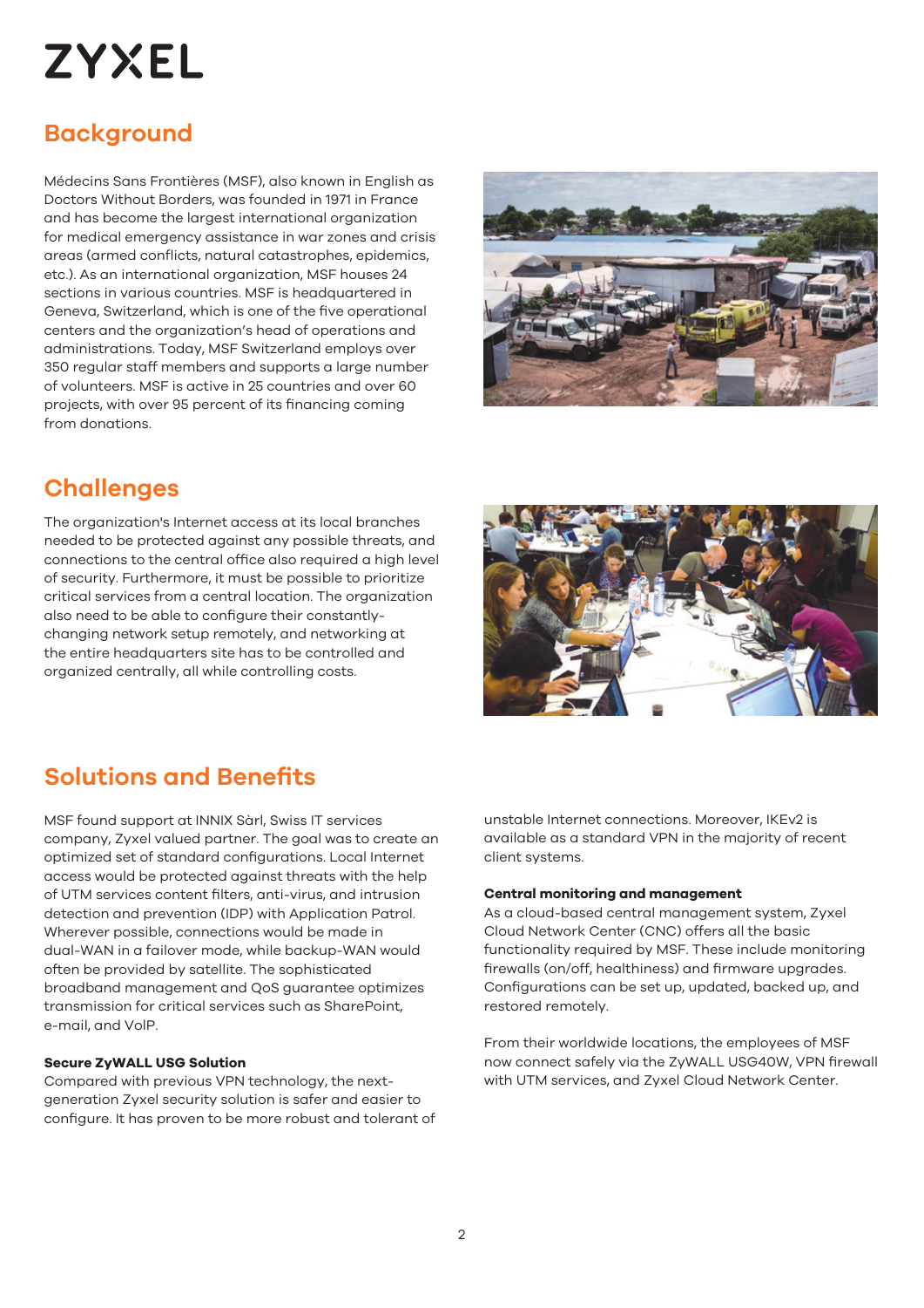ZYXEL

## Background

Médecins Sans Frontières (MSF), also known in English as Doctors Without Borders, was founded in 1971 in France and has become the largest international organization for medical emergency assistance in war zones and crisis areas (armed conflicts, natural catastrophes, epidemics, etc.). As an international organization, MSF houses 24 sections in various countries. MSF is headquartered in Geneva, Switzerland, which is one of the five operational centers and the organization's head of operations and administrations. Today, MSF Switzerland employs over 350 regular staff members and supports a large number of volunteers. MSF is active in 25 countries and over 60 projects, with over 95 percent of its financing coming from donations.

## Challenges

The organization's Internet access at its local branches needed to be protected against any possible threats, and connections to the central office also required a high level of security. Furthermore, it must be possible to prioritize critical services from a central location. The organization also need to be able to configure their constantly-changing network setup remotely, and networking at the entire headquarters site has to be controlled and organized centrally, all while controlling costs.

## Solutions and Benefits

MSF found support at INNIX Sàrl, Swiss IT services company, Zyxel valued partner. The goal was to create an optimized set of standard configurations. Local Internet access would be protected against threats with the help of UTM services content filters, anti-virus, and intrusion detection and prevention (IDP) with Application Patrol. Wherever possible, connections would be made in dual-WAN in a failover mode, while backup-WAN would often be provided by satellite. The sophisticated broadband management and QoS guarantee optimizes transmission for critical services such as SharePoint, e-mail, and VoIP.

**Secure ZyWALL USG Solution**
Compared with previous VPN technology, the next-generation Zyxel security solution is safer and easier to configure. It has proven to be more robust and tolerant of unstable Internet connections. Moreover, IKEv2 is available as a standard VPN in the majority of recent client systems.

**Central monitoring and management**
As a cloud-based central management system, Zyxel Cloud Network Center (CNC) offers all the basic functionality required by MSF. These include monitoring firewalls (on/off, healthiness) and firmware upgrades. Configurations can be set up, updated, backed up, and restored remotely.

From their worldwide locations, the employees of MSF now connect safely via the ZyWALL USG40W, VPN firewall with UTM services, and Zyxel Cloud Network Center.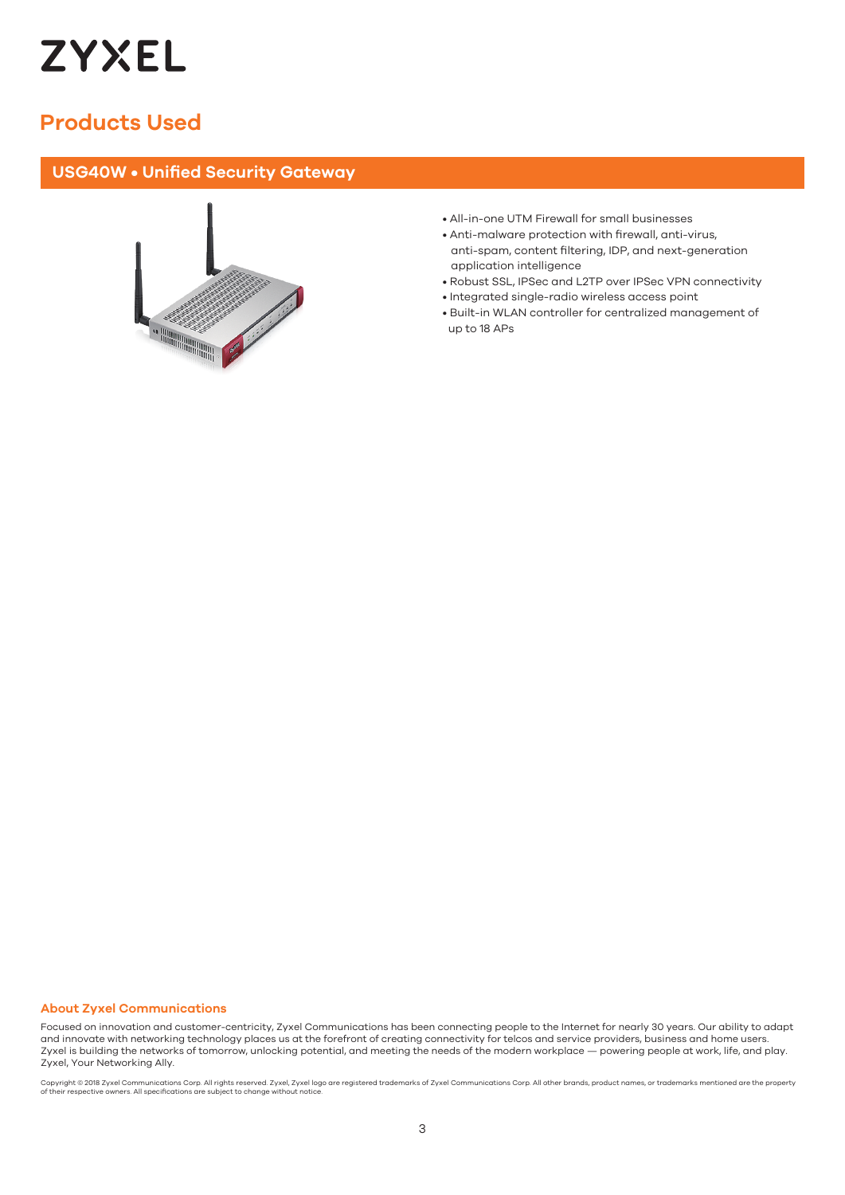ZYXEL

## Products Used

### USG40W • Unified Security Gateway

- All-in-one UTM Firewall for small businesses
- Anti-malware protection with firewall, anti-virus, anti-spam, content filtering, IDP, and next-generation application intelligence
- Robust SSL, IPSec and L2TP over IPSec VPN connectivity
- Integrated single-radio wireless access point
- Built-in WLAN controller for centralized management of up to 18 APs

### About Zyxel Communications

Focused on innovation and customer-centricity, Zyxel Communications has been connecting people to the Internet for nearly 30 years. Our ability to adapt and innovate with networking technology places us at the forefront of creating connectivity for telcos and service providers, business and home users. Zyxel is building the networks of tomorrow, unlocking potential, and meeting the needs of the modern workplace — powering people at work, life, and play. Zyxel, Your Networking Ally.

Copyright © 2018 Zyxel Communications Corp. All rights reserved. Zyxel, Zyxel logo are registered trademarks of Zyxel Communications Corp. All other brands, product names, or trademarks mentioned are the property of their respective owners. All specifications are subject to change without notice.